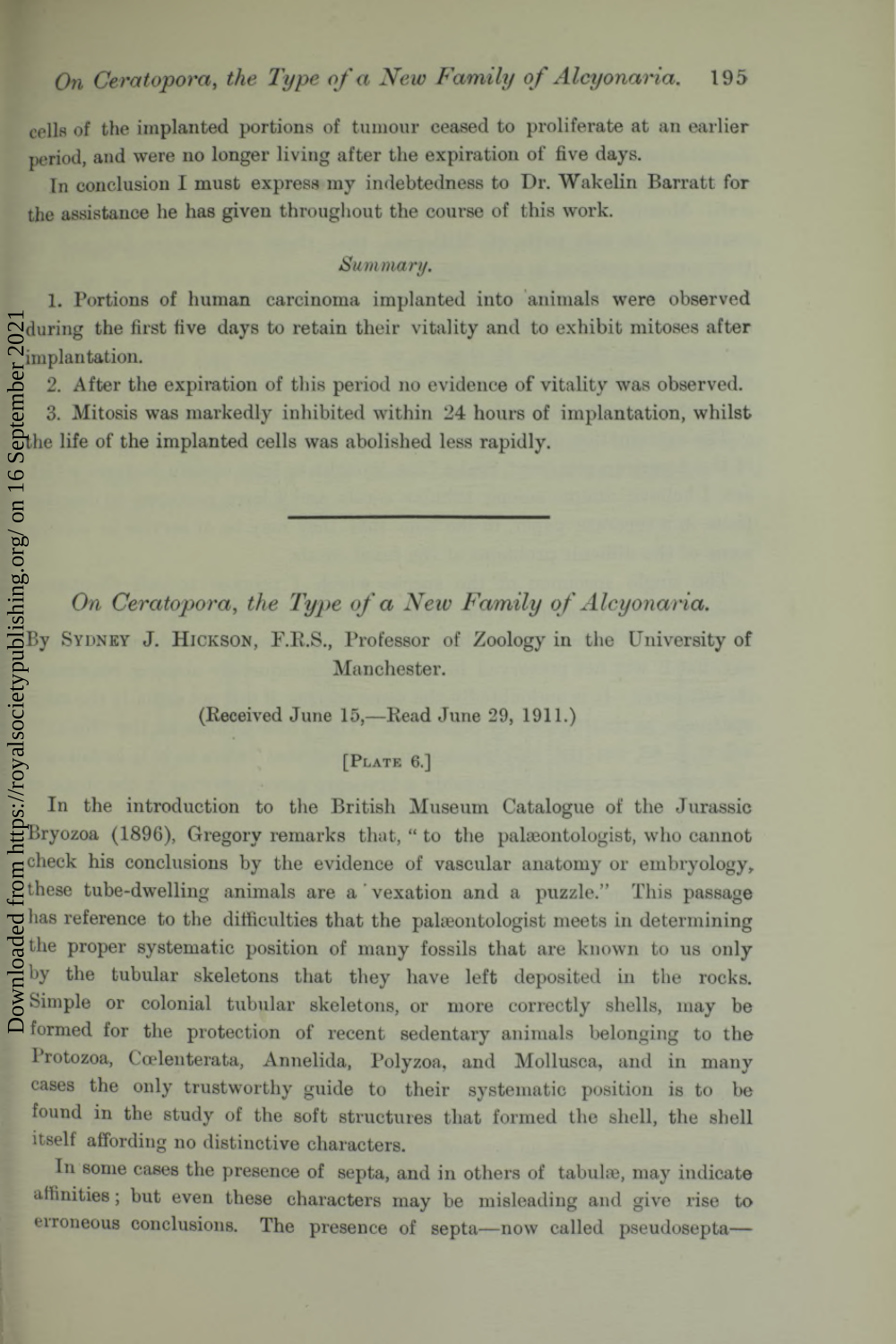cells of the implanted portions of tumour ceased to proliferate at an earlier period, and were no longer living after the expiration of five days.

In conclusion I must express my indebtedness to Dr. Wakelin Barratt for the assistance he has given throughout the course of this work.

### *Summary.*

1. Portions of human carcinoma implanted into animals were observed during the first five days to retain their vitality and to exhibit mitoses after implantation.
2. After the expiration of this period no evidence of vitality was observed.
3. Mitosis was markedly inhibited within 24 hours of implantation, whilst the life of the implanted cells was abolished less rapidly.

---

# *On Ceratopora, the Type of a New Family of Alcyonaria.*

By Sydney J. Hickson, F.R.S., Professor of Zoology in the University of Manchester.

(Received June 15,—Read June 29, 1911.)

[Plate 6.]

In the introduction to the British Museum Catalogue of the Jurassic Bryozoa (1896), Gregory remarks that, "to the palæontologist, who cannot check his conclusions by the evidence of vascular anatomy or embryology, these tube-dwelling animals are a 'vexation and a puzzle." This passage has reference to the difficulties that the palæontologist meets in determining the proper systematic position of many fossils that are known to us only by the tubular skeletons that they have left deposited in the rocks. Simple or colonial tubular skeletons, or more correctly shells, may be formed for the protection of recent sedentary animals belonging to the Protozoa, Cœlenterata, Annelida, Polyzoa, and Mollusca, and in many cases the only trustworthy guide to their systematic position is to be found in the study of the soft structures that formed the shell, the shell itself affording no distinctive characters.

In some cases the presence of septa, and in others of tabulæ, may indicate affinities; but even these characters may be misleading and give rise to erroneous conclusions. The presence of septa—now called pseudosepta—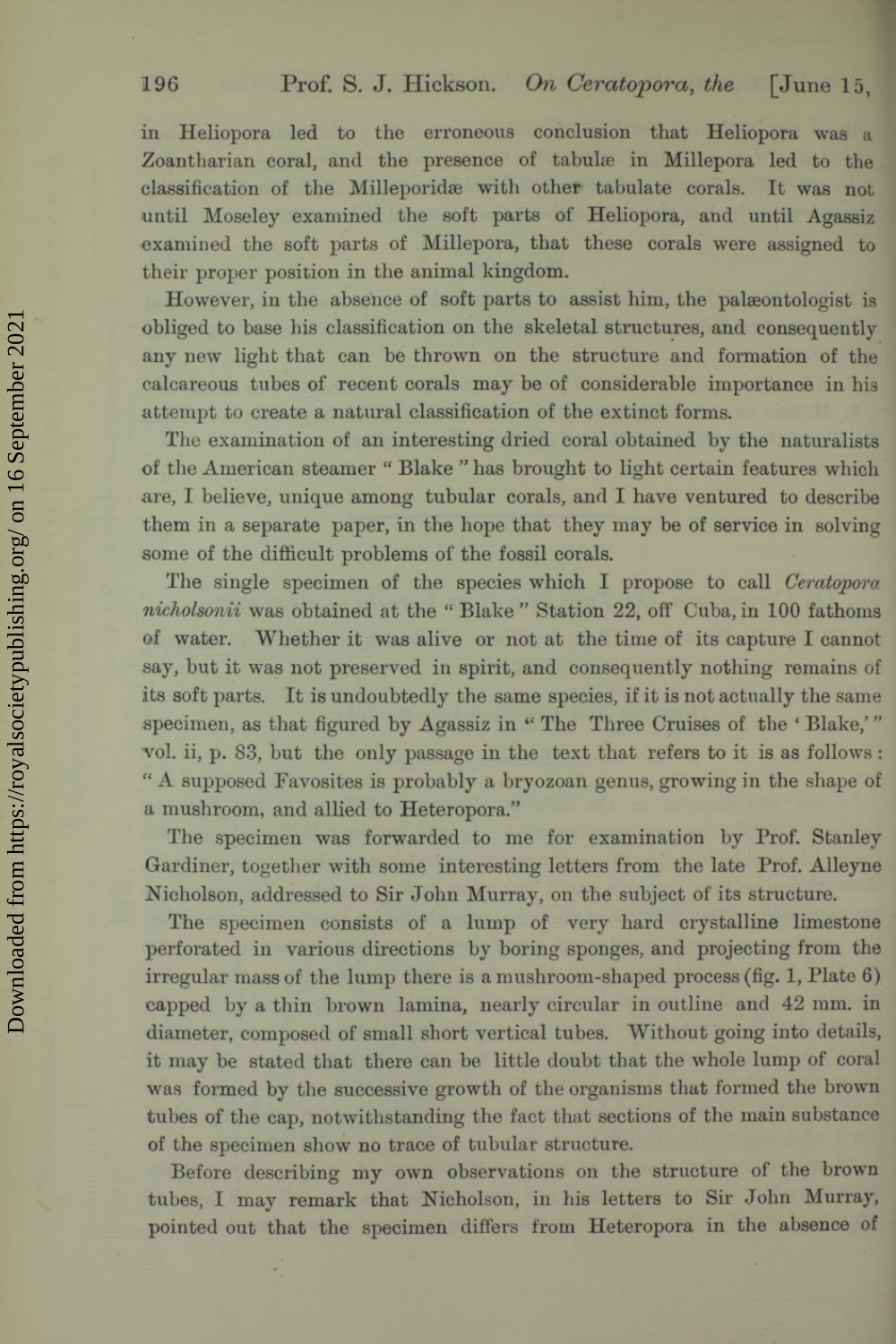in Heliopora led to the erroneous conclusion that Heliopora was a Zoantharian coral, and the presence of tabulæ in Millepora led to the classification of the Milleporidæ with other tabulate corals. It was not until Moseley examined the soft parts of Heliopora, and until Agassiz examined the soft parts of Millepora, that these corals were assigned to their proper position in the animal kingdom.

However, in the absence of soft parts to assist him, the palæontologist is obliged to base his classification on the skeletal structures, and consequently any new light that can be thrown on the structure and formation of the calcareous tubes of recent corals may be of considerable importance in his attempt to create a natural classification of the extinct forms.

The examination of an interesting dried coral obtained by the naturalists of the American steamer "Blake" has brought to light certain features which are, I believe, unique among tubular corals, and I have ventured to describe them in a separate paper, in the hope that they may be of service in solving some of the difficult problems of the fossil corals.

The single specimen of the species which I propose to call *Ceratopora nicholsonii* was obtained at the "Blake" Station 22, off Cuba, in 100 fathoms of water. Whether it was alive or not at the time of its capture I cannot say, but it was not preserved in spirit, and consequently nothing remains of its soft parts. It is undoubtedly the same species, if it is not actually the same specimen, as that figured by Agassiz in "The Three Cruises of the 'Blake,'" vol. ii, p. 83, but the only passage in the text that refers to it is as follows: "A supposed Favosites is probably a bryozoan genus, growing in the shape of a mushroom, and allied to Heteropora."

The specimen was forwarded to me for examination by Prof. Stanley Gardiner, together with some interesting letters from the late Prof. Alleyne Nicholson, addressed to Sir John Murray, on the subject of its structure.

The specimen consists of a lump of very hard crystalline limestone perforated in various directions by boring sponges, and projecting from the irregular mass of the lump there is a mushroom-shaped process (fig. 1, Plate 6) capped by a thin brown lamina, nearly circular in outline and 42 mm. in diameter, composed of small short vertical tubes. Without going into details, it may be stated that there can be little doubt that the whole lump of coral was formed by the successive growth of the organisms that formed the brown tubes of the cap, notwithstanding the fact that sections of the main substance of the specimen show no trace of tubular structure.

Before describing my own observations on the structure of the brown tubes, I may remark that Nicholson, in his letters to Sir John Murray, pointed out that the specimen differs from Heteropora in the absence of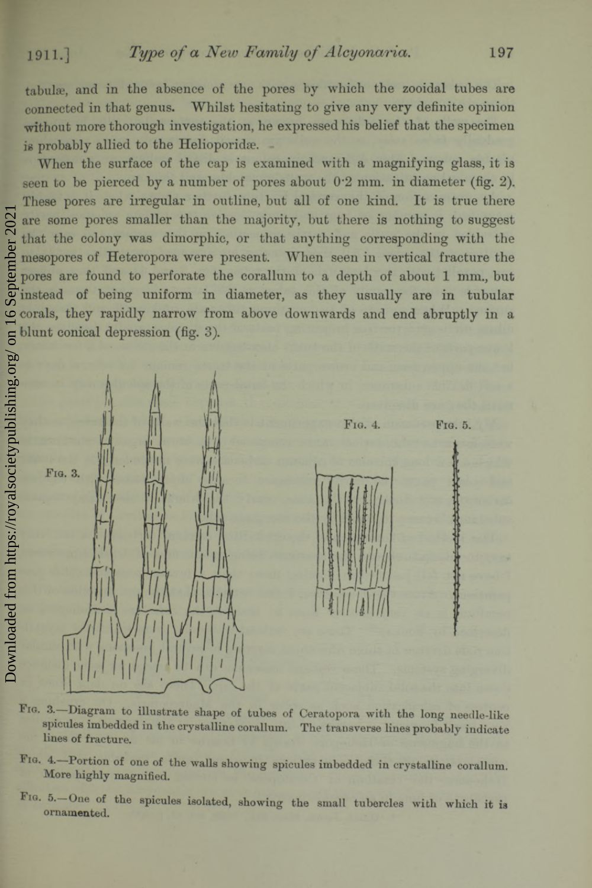tabulæ, and in the absence of the pores by which the zooidal tubes are connected in that genus. Whilst hesitating to give any very definite opinion without more thorough investigation, he expressed his belief that the specimen is probably allied to the Helioporidæ.

When the surface of the cap is examined with a magnifying glass, it is seen to be pierced by a number of pores about 0·2 mm. in diameter (fig. 2). These pores are irregular in outline, but all of one kind. It is true there are some pores smaller than the majority, but there is nothing to suggest that the colony was dimorphic, or that anything corresponding with the mesopores of Heteropora were present. When seen in vertical fracture the pores are found to perforate the corallum to a depth of about 1 mm., but instead of being uniform in diameter, as they usually are in tubular corals, they rapidly narrow from above downwards and end abruptly in a blunt conical depression (fig. 3).

FIG. 3.—Diagram to illustrate shape of tubes of Ceratopora with the long needle-like spicules imbedded in the crystalline corallum. The transverse lines probably indicate lines of fracture.

FIG. 4.—Portion of one of the walls showing spicules imbedded in crystalline corallum. More highly magnified.

FIG. 5.—One of the spicules isolated, showing the small tubercles with which it is ornamented.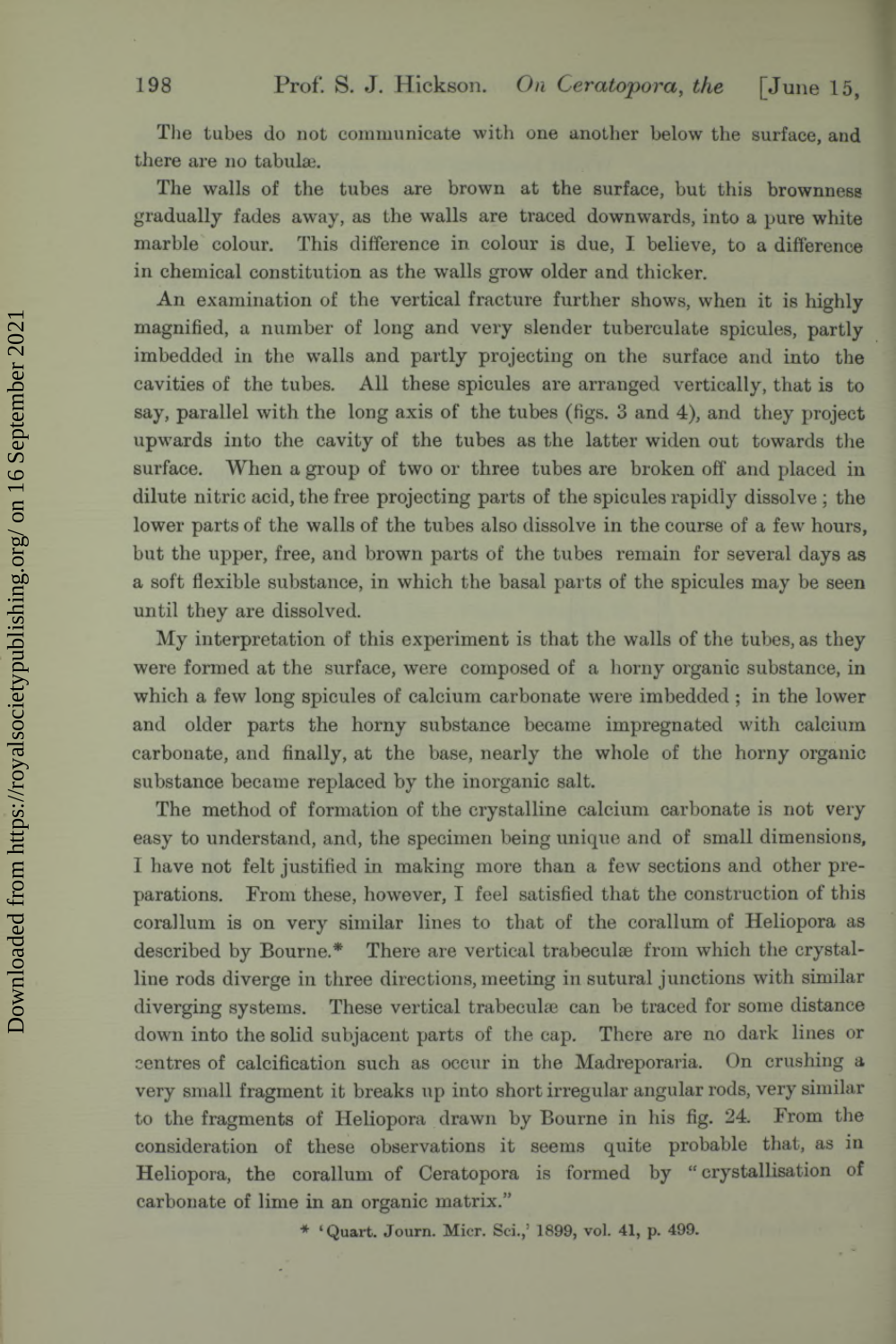The tubes do not communicate with one another below the surface, and there are no tabulæ.

The walls of the tubes are brown at the surface, but this brownness gradually fades away, as the walls are traced downwards, into a pure white marble colour. This difference in colour is due, I believe, to a difference in chemical constitution as the walls grow older and thicker.

An examination of the vertical fracture further shows, when it is highly magnified, a number of long and very slender tuberculate spicules, partly imbedded in the walls and partly projecting on the surface and into the cavities of the tubes. All these spicules are arranged vertically, that is to say, parallel with the long axis of the tubes (figs. 3 and 4), and they project upwards into the cavity of the tubes as the latter widen out towards the surface. When a group of two or three tubes are broken off and placed in dilute nitric acid, the free projecting parts of the spicules rapidly dissolve; the lower parts of the walls of the tubes also dissolve in the course of a few hours, but the upper, free, and brown parts of the tubes remain for several days as a soft flexible substance, in which the basal parts of the spicules may be seen until they are dissolved.

My interpretation of this experiment is that the walls of the tubes, as they were formed at the surface, were composed of a horny organic substance, in which a few long spicules of calcium carbonate were imbedded; in the lower and older parts the horny substance became impregnated with calcium carbonate, and finally, at the base, nearly the whole of the horny organic substance became replaced by the inorganic salt.

The method of formation of the crystalline calcium carbonate is not very easy to understand, and, the specimen being unique and of small dimensions, I have not felt justified in making more than a few sections and other preparations. From these, however, I feel satisfied that the construction of this corallum is on very similar lines to that of the corallum of Heliopora as described by Bourne.* There are vertical trabeculæ from which the crystalline rods diverge in three directions, meeting in sutural junctions with similar diverging systems. These vertical trabeculæ can be traced for some distance down into the solid subjacent parts of the cap. There are no dark lines or centres of calcification such as occur in the Madreporaria. On crushing a very small fragment it breaks up into short irregular angular rods, very similar to the fragments of Heliopora drawn by Bourne in his fig. 24. From the consideration of these observations it seems quite probable that, as in Heliopora, the corallum of Ceratopora is formed by "crystallisation of carbonate of lime in an organic matrix."

\* 'Quart. Journ. Micr. Sci.,' 1899, vol. 41, p. 499.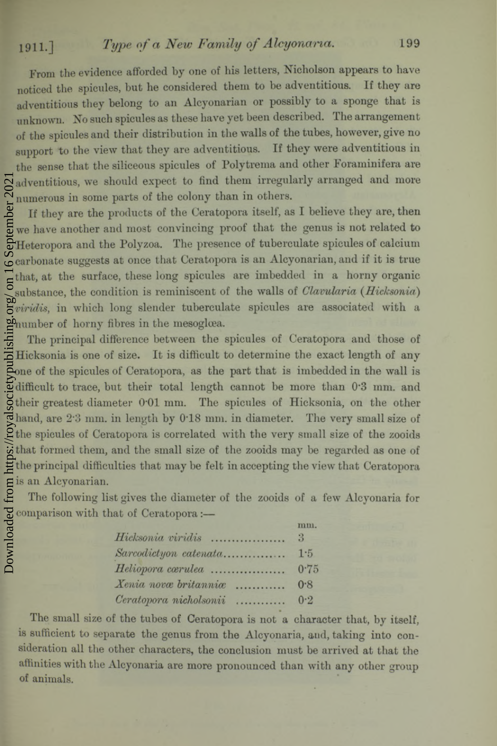From the evidence afforded by one of his letters, Nicholson appears to have noticed the spicules, but he considered them to be adventitious. If they are adventitious they belong to an Alcyonarian or possibly to a sponge that is unknown. No such spicules as these have yet been described. The arrangement of the spicules and their distribution in the walls of the tubes, however, give no support to the view that they are adventitious. If they were adventitious in the sense that the siliceous spicules of Polytrema and other Foraminifera are adventitious, we should expect to find them irregularly arranged and more numerous in some parts of the colony than in others.

If they are the products of the Ceratopora itself, as I believe they are, then we have another and most convincing proof that the genus is not related to Heteropora and the Polyzoa. The presence of tuberculate spicules of calcium carbonate suggests at once that Ceratopora is an Alcyonarian, and if it is true that, at the surface, these long spicules are imbedded in a horny organic substance, the condition is reminiscent of the walls of *Clavularia* (*Hicksonia*) *viridis*, in which long slender tuberculate spicules are associated with a number of horny fibres in the mesoglœa.

The principal difference between the spicules of Ceratopora and those of Hicksonia is one of size. It is difficult to determine the exact length of any one of the spicules of Ceratopora, as the part that is imbedded in the wall is difficult to trace, but their total length cannot be more than 0·3 mm. and their greatest diameter 0·01 mm. The spicules of Hicksonia, on the other hand, are 2·3 mm. in length by 0·18 mm. in diameter. The very small size of the spicules of Ceratopora is correlated with the very small size of the zooids that formed them, and the small size of the zooids may be regarded as one of the principal difficulties that may be felt in accepting the view that Ceratopora is an Alcyonarian.

The following list gives the diameter of the zooids of a few Alcyonaria for comparison with that of Ceratopora :—

| | mm. |
|---|---|
| *Hicksonia viridis* | 3 |
| *Sarcodictyon catenata* | 1·5 |
| *Heliopora cœrulea* | 0·75 |
| *Xenia novæ britanniæ* | 0·8 |
| *Ceratopora nicholsonii* | 0·2 |

The small size of the tubes of Ceratopora is not a character that, by itself, is sufficient to separate the genus from the Alcyonaria, and, taking into consideration all the other characters, the conclusion must be arrived at that the affinities with the Alcyonaria are more pronounced than with any other group of animals.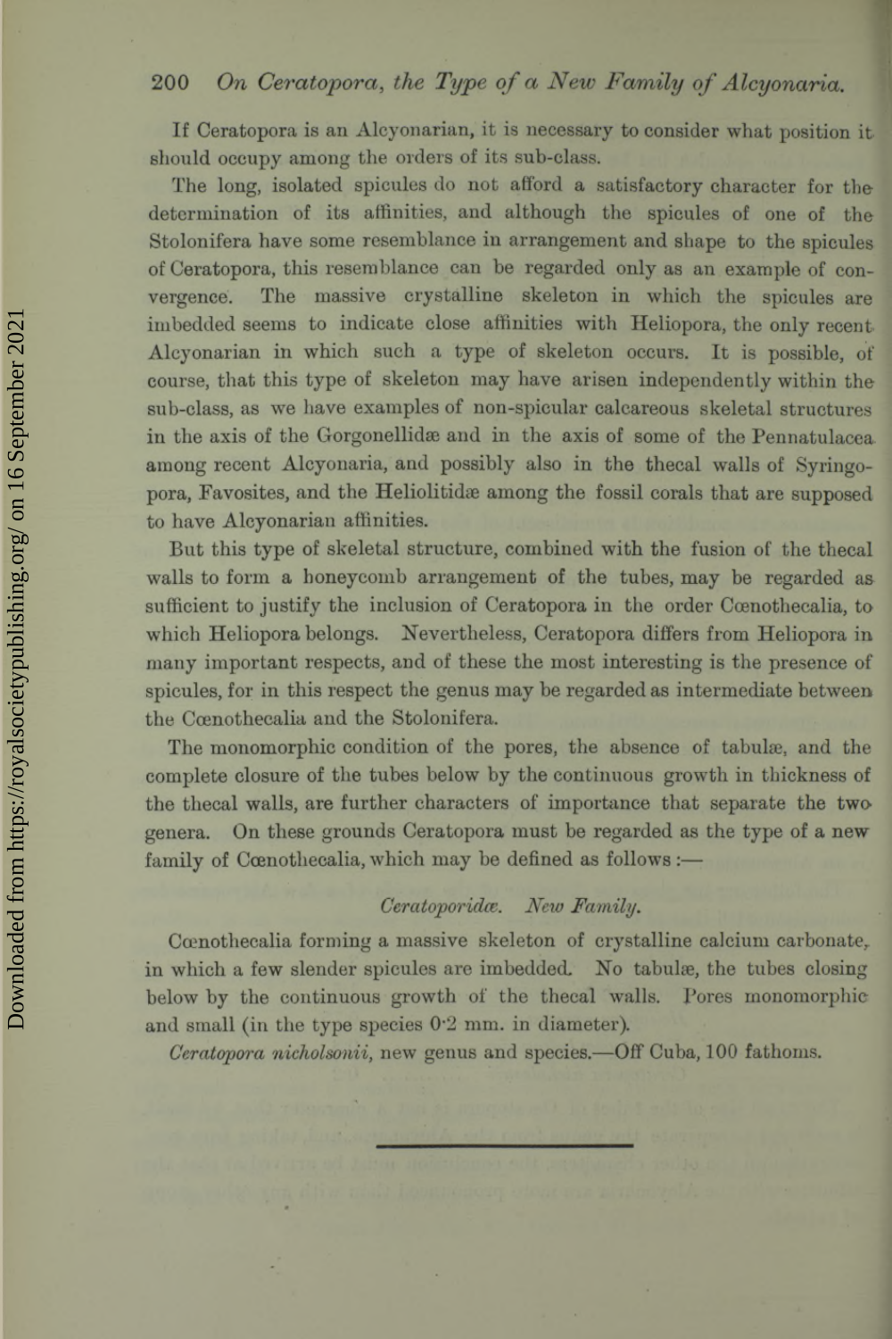If Ceratopora is an Alcyonarian, it is necessary to consider what position it should occupy among the orders of its sub-class.

The long, isolated spicules do not afford a satisfactory character for the determination of its affinities, and although the spicules of one of the Stolonifera have some resemblance in arrangement and shape to the spicules of Ceratopora, this resemblance can be regarded only as an example of convergence. The massive crystalline skeleton in which the spicules are imbedded seems to indicate close affinities with Heliopora, the only recent Alcyonarian in which such a type of skeleton occurs. It is possible, of course, that this type of skeleton may have arisen independently within the sub-class, as we have examples of non-spicular calcareous skeletal structures in the axis of the Gorgonellidæ and in the axis of some of the Pennatulacea among recent Alcyonaria, and possibly also in the thecal walls of Syringopora, Favosites, and the Heliolitidæ among the fossil corals that are supposed to have Alcyonarian affinities.

But this type of skeletal structure, combined with the fusion of the thecal walls to form a honeycomb arrangement of the tubes, may be regarded as sufficient to justify the inclusion of Ceratopora in the order Cœnothecalia, to which Heliopora belongs. Nevertheless, Ceratopora differs from Heliopora in many important respects, and of these the most interesting is the presence of spicules, for in this respect the genus may be regarded as intermediate between the Cœnothecalia and the Stolonifera.

The monomorphic condition of the pores, the absence of tabulæ, and the complete closure of the tubes below by the continuous growth in thickness of the thecal walls, are further characters of importance that separate the two genera. On these grounds Ceratopora must be regarded as the type of a new family of Cœnothecalia, which may be defined as follows:—

## *Ceratoporidæ. New Family.*

Cœnothecalia forming a massive skeleton of crystalline calcium carbonate, in which a few slender spicules are imbedded. No tabulæ, the tubes closing below by the continuous growth of the thecal walls. Pores monomorphic and small (in the type species 0·2 mm. in diameter).

*Ceratopora nicholsonii*, new genus and species.—Off Cuba, 100 fathoms.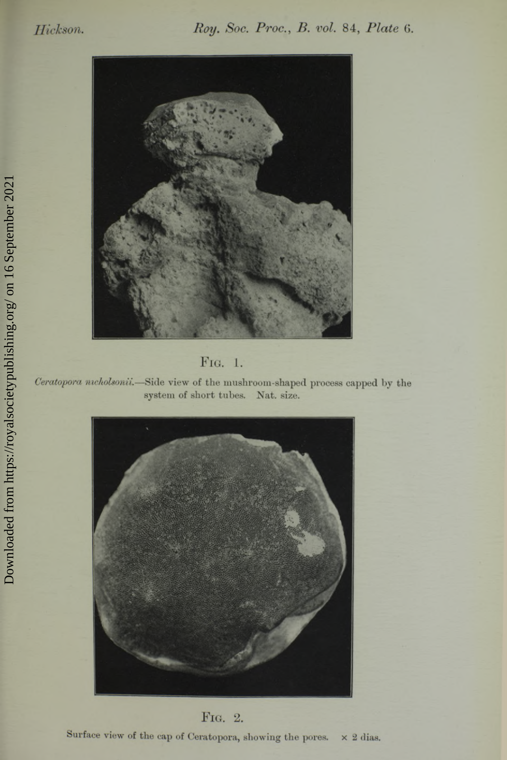Fig. 1.

*Ceratopora nicholsonii.*—Side view of the mushroom-shaped process capped by the system of short tubes. Nat. size.

Fig. 2.

Surface view of the cap of Ceratopora, showing the pores. × 2 dias.